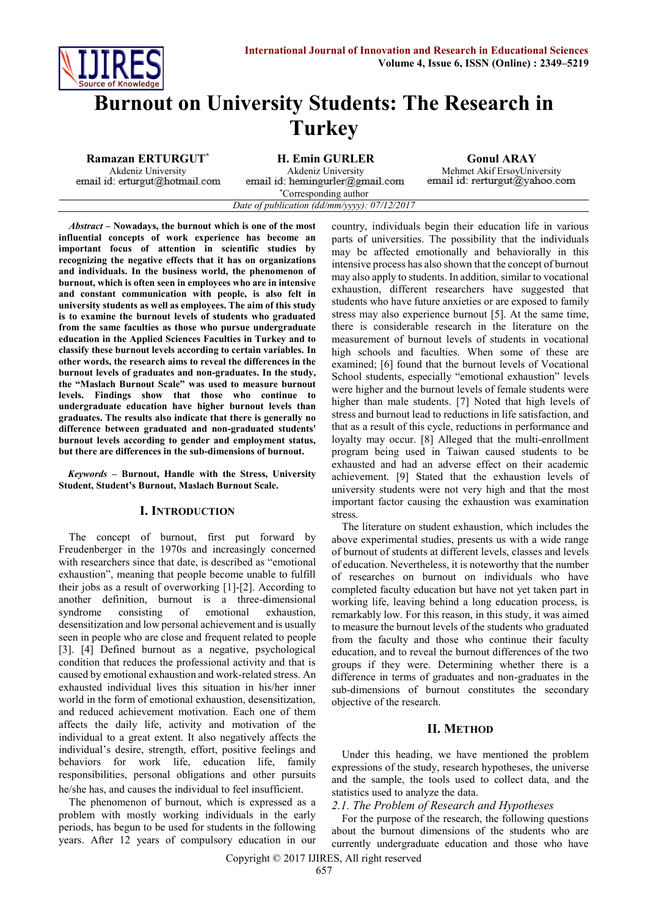# Burnout on University Students: The Research in Turkey

**Ramazan ERTURGUT***
Akdeniz University
email id: erturgut@hotmail.com

**H. Emin GURLER**
Akdeniz University
email id: hemingurler@gmail.com

**Gonul ARAY**
Mehmet Akif ErsoyUniversity
email id: rerturgut@yahoo.com

*Corresponding author

*Date of publication (dd/mm/yyyy): 07/12/2017*

***Abstract*** **– Nowadays, the burnout which is one of the most influential concepts of work experience has become an important focus of attention in scientific studies by recognizing the negative effects that it has on organizations and individuals. In the business world, the phenomenon of burnout, which is often seen in employees who are in intensive and constant communication with people, is also felt in university students as well as employees. The aim of this study is to examine the burnout levels of students who graduated from the same faculties as those who pursue undergraduate education in the Applied Sciences Faculties in Turkey and to classify these burnout levels according to certain variables. In other words, the research aims to reveal the differences in the burnout levels of graduates and non-graduates. In the study, the "Maslach Burnout Scale" was used to measure burnout levels. Findings show that those who continue to undergraduate education have higher burnout levels than graduates. The results also indicate that there is generally no difference between graduated and non-graduated students' burnout levels according to gender and employment status, but there are differences in the sub-dimensions of burnout.**

***Keywords*** **– Burnout, Handle with the Stress, University Student, Student's Burnout, Maslach Burnout Scale.**

## I. Introduction

The concept of burnout, first put forward by Freudenberger in the 1970s and increasingly concerned with researchers since that date, is described as "emotional exhaustion", meaning that people become unable to fulfill their jobs as a result of overworking [1]-[2]. According to another definition, burnout is a three-dimensional syndrome consisting of emotional exhaustion, desensitization and low personal achievement and is usually seen in people who are close and frequent related to people [3]. [4] Defined burnout as a negative, psychological condition that reduces the professional activity and that is caused by emotional exhaustion and work-related stress. An exhausted individual lives this situation in his/her inner world in the form of emotional exhaustion, desensitization, and reduced achievement motivation. Each one of them affects the daily life, activity and motivation of the individual to a great extent. It also negatively affects the individual's desire, strength, effort, positive feelings and behaviors for work life, education life, family responsibilities, personal obligations and other pursuits he/she has, and causes the individual to feel insufficient.

The phenomenon of burnout, which is expressed as a problem with mostly working individuals in the early periods, has begun to be used for students in the following years. After 12 years of compulsory education in our country, individuals begin their education life in various parts of universities. The possibility that the individuals may be affected emotionally and behaviorally in this intensive process has also shown that the concept of burnout may also apply to students. In addition, similar to vocational exhaustion, different researchers have suggested that students who have future anxieties or are exposed to family stress may also experience burnout [5]. At the same time, there is considerable research in the literature on the measurement of burnout levels of students in vocational high schools and faculties. When some of these are examined; [6] found that the burnout levels of Vocational School students, especially "emotional exhaustion" levels were higher and the burnout levels of female students were higher than male students. [7] Noted that high levels of stress and burnout lead to reductions in life satisfaction, and that as a result of this cycle, reductions in performance and loyalty may occur. [8] Alleged that the multi-enrollment program being used in Taiwan caused students to be exhausted and had an adverse effect on their academic achievement. [9] Stated that the exhaustion levels of university students were not very high and that the most important factor causing the exhaustion was examination stress.

The literature on student exhaustion, which includes the above experimental studies, presents us with a wide range of burnout of students at different levels, classes and levels of education. Nevertheless, it is noteworthy that the number of researches on burnout on individuals who have completed faculty education but have not yet taken part in working life, leaving behind a long education process, is remarkably low. For this reason, in this study, it was aimed to measure the burnout levels of the students who graduated from the faculty and those who continue their faculty education, and to reveal the burnout differences of the two groups if they were. Determining whether there is a difference in terms of graduates and non-graduates in the sub-dimensions of burnout constitutes the secondary objective of the research.

## II. Method

Under this heading, we have mentioned the problem expressions of the study, research hypotheses, the universe and the sample, the tools used to collect data, and the statistics used to analyze the data.

### *2.1. The Problem of Research and Hypotheses*

For the purpose of the research, the following questions about the burnout dimensions of the students who are currently undergraduate education and those who have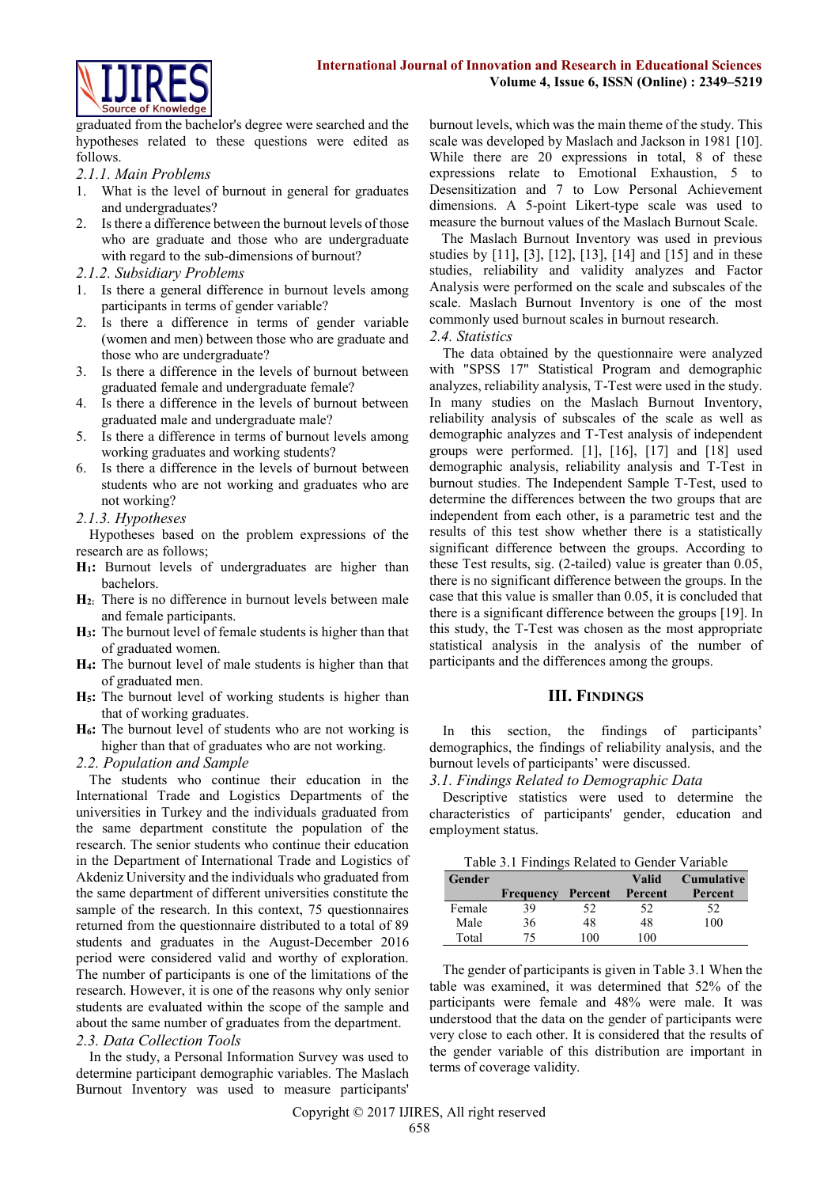graduated from the bachelor's degree were searched and the hypotheses related to these questions were edited as follows.

#### 2.1.1. Main Problems

1. What is the level of burnout in general for graduates and undergraduates?
2. Is there a difference between the burnout levels of those who are graduate and those who are undergraduate with regard to the sub-dimensions of burnout?

#### 2.1.2. Subsidiary Problems

1. Is there a general difference in burnout levels among participants in terms of gender variable?
2. Is there a difference in terms of gender variable (women and men) between those who are graduate and those who are undergraduate?
3. Is there a difference in the levels of burnout between graduated female and undergraduate female?
4. Is there a difference in the levels of burnout between graduated male and undergraduate male?
5. Is there a difference in terms of burnout levels among working graduates and working students?
6. Is there a difference in the levels of burnout between students who are not working and graduates who are not working?

#### 2.1.3. Hypotheses

Hypotheses based on the problem expressions of the research are as follows;

**H$_1$:** Burnout levels of undergraduates are higher than bachelors.

**H$_2$:** There is no difference in burnout levels between male and female participants.

**H$_3$:** The burnout level of female students is higher than that of graduated women.

**H$_4$:** The burnout level of male students is higher than that of graduated men.

**H$_5$:** The burnout level of working students is higher than that of working graduates.

**H$_6$:** The burnout level of students who are not working is higher than that of graduates who are not working.

### 2.2. Population and Sample

The students who continue their education in the International Trade and Logistics Departments of the universities in Turkey and the individuals graduated from the same department constitute the population of the research. The senior students who continue their education in the Department of International Trade and Logistics of Akdeniz University and the individuals who graduated from the same department of different universities constitute the sample of the research. In this context, 75 questionnaires returned from the questionnaire distributed to a total of 89 students and graduates in the August-December 2016 period were considered valid and worthy of exploration. The number of participants is one of the limitations of the research. However, it is one of the reasons why only senior students are evaluated within the scope of the sample and about the same number of graduates from the department.

### 2.3. Data Collection Tools

In the study, a Personal Information Survey was used to determine participant demographic variables. The Maslach Burnout Inventory was used to measure participants' burnout levels, which was the main theme of the study. This scale was developed by Maslach and Jackson in 1981 [10]. While there are 20 expressions in total, 8 of these expressions relate to Emotional Exhaustion, 5 to Desensitization and 7 to Low Personal Achievement dimensions. A 5-point Likert-type scale was used to measure the burnout values of the Maslach Burnout Scale.

The Maslach Burnout Inventory was used in previous studies by [11], [3], [12], [13], [14] and [15] and in these studies, reliability and validity analyzes and Factor Analysis were performed on the scale and subscales of the scale. Maslach Burnout Inventory is one of the most commonly used burnout scales in burnout research.

### 2.4. Statistics

The data obtained by the questionnaire were analyzed with "SPSS 17" Statistical Program and demographic analyzes, reliability analysis, T-Test were used in the study. In many studies on the Maslach Burnout Inventory, reliability analysis of subscales of the scale as well as demographic analyzes and T-Test analysis of independent groups were performed. [1], [16], [17] and [18] used demographic analysis, reliability analysis and T-Test in burnout studies. The Independent Sample T-Test, used to determine the differences between the two groups that are independent from each other, is a parametric test and the results of this test show whether there is a statistically significant difference between the groups. According to these Test results, sig. (2-tailed) value is greater than 0.05, there is no significant difference between the groups. In the case that this value is smaller than 0.05, it is concluded that there is a significant difference between the groups [19]. In this study, the T-Test was chosen as the most appropriate statistical analysis in the analysis of the number of participants and the differences among the groups.

## III. Findings

In this section, the findings of participants' demographics, the findings of reliability analysis, and the burnout levels of participants' were discussed.

### 3.1. Findings Related to Demographic Data

Descriptive statistics were used to determine the characteristics of participants' gender, education and employment status.

Table 3.1 Findings Related to Gender Variable

| Gender | Frequency | Percent | Valid Percent | Cumulative Percent |
|---|---|---|---|---|
| Female | 39 | 52 | 52 | 52 |
| Male | 36 | 48 | 48 | 100 |
| Total | 75 | 100 | 100 | |

The gender of participants is given in Table 3.1 When the table was examined, it was determined that 52% of the participants were female and 48% were male. It was understood that the data on the gender of participants were very close to each other. It is considered that the results of the gender variable of this distribution are important in terms of coverage validity.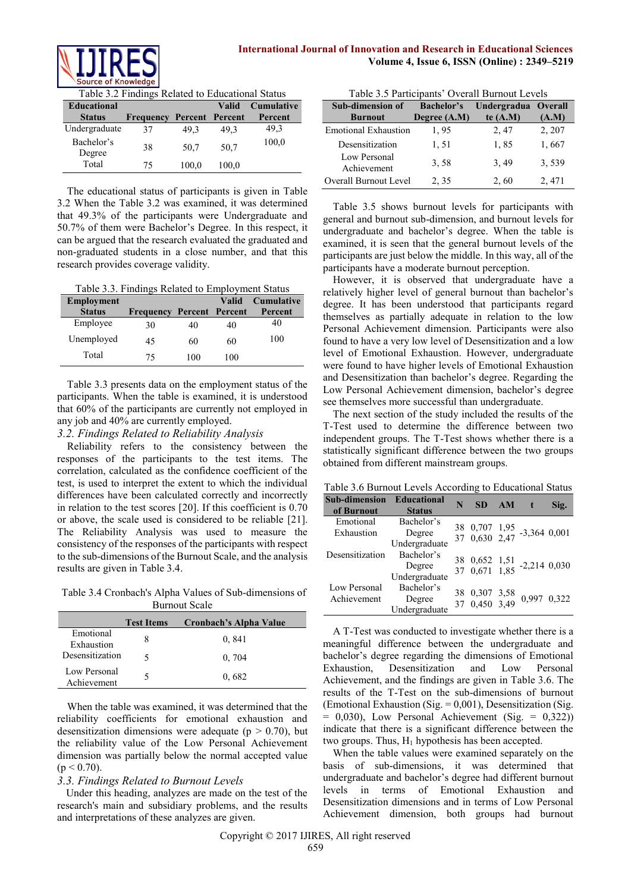Table 3.2 Findings Related to Educational Status

| Educational Status | Frequency | Percent | Valid Percent | Cumulative Percent |
|---|---|---|---|---|
| Undergraduate | 37 | 49,3 | 49,3 | 49,3 |
| Bachelor's Degree | 38 | 50,7 | 50,7 | 100,0 |
| Total | 75 | 100,0 | 100,0 | |

The educational status of participants is given in Table 3.2 When the Table 3.2 was examined, it was determined that 49.3% of the participants were Undergraduate and 50.7% of them were Bachelor's Degree. In this respect, it can be argued that the research evaluated the graduated and non-graduated students in a close number, and that this research provides coverage validity.

Table 3.3. Findings Related to Employment Status

| Employment Status | Frequency | Percent | Valid Percent | Cumulative Percent |
|---|---|---|---|---|
| Employee | 30 | 40 | 40 | 40 |
| Unemployed | 45 | 60 | 60 | 100 |
| Total | 75 | 100 | 100 | |

Table 3.3 presents data on the employment status of the participants. When the table is examined, it is understood that 60% of the participants are currently not employed in any job and 40% are currently employed.

### *3.2. Findings Related to Reliability Analysis*

Reliability refers to the consistency between the responses of the participants to the test items. The correlation, calculated as the confidence coefficient of the test, is used to interpret the extent to which the individual differences have been calculated correctly and incorrectly in relation to the test scores [20]. If this coefficient is 0.70 or above, the scale used is considered to be reliable [21]. The Reliability Analysis was used to measure the consistency of the responses of the participants with respect to the sub-dimensions of the Burnout Scale, and the analysis results are given in Table 3.4.

Table 3.4 Cronbach's Alpha Values of Sub-dimensions of Burnout Scale

| | Test Items | Cronbach's Alpha Value |
|---|---|---|
| Emotional Exhaustion | 8 | 0, 841 |
| Desensitization | 5 | 0, 704 |
| Low Personal Achievement | 5 | 0, 682 |

When the table was examined, it was determined that the reliability coefficients for emotional exhaustion and desensitization dimensions were adequate ($p > 0.70$), but the reliability value of the Low Personal Achievement dimension was partially below the normal accepted value ($p < 0.70$).

### *3.3. Findings Related to Burnout Levels*

Under this heading, analyzes are made on the test of the research's main and subsidiary problems, and the results and interpretations of these analyzes are given.

Table 3.5 Participants' Overall Burnout Levels

| Sub-dimension of Burnout | Bachelor's Degree (A.M) | Undergraduate (A.M) | Overall (A.M) |
|---|---|---|---|
| Emotional Exhaustion | 1, 95 | 2, 47 | 2, 207 |
| Desensitization | 1, 51 | 1, 85 | 1, 667 |
| Low Personal Achievement | 3, 58 | 3, 49 | 3, 539 |
| Overall Burnout Level | 2, 35 | 2, 60 | 2, 471 |

Table 3.5 shows burnout levels for participants with general and burnout sub-dimension, and burnout levels for undergraduate and bachelor's degree. When the table is examined, it is seen that the general burnout levels of the participants are just below the middle. In this way, all of the participants have a moderate burnout perception.

However, it is observed that undergraduate have a relatively higher level of general burnout than bachelor's degree. It has been understood that participants regard themselves as partially adequate in relation to the low Personal Achievement dimension. Participants were also found to have a very low level of Desensitization and a low level of Emotional Exhaustion. However, undergraduate were found to have higher levels of Emotional Exhaustion and Desensitization than bachelor's degree. Regarding the Low Personal Achievement dimension, bachelor's degree see themselves more successful than undergraduate.

The next section of the study included the results of the T-Test used to determine the difference between two independent groups. The T-Test shows whether there is a statistically significant difference between the two groups obtained from different mainstream groups.

Table 3.6 Burnout Levels According to Educational Status

| Sub-dimension of Burnout | Educational Status | N | SD | AM | t | Sig. |
|---|---|---|---|---|---|---|
| Emotional Exhaustion | Bachelor's Degree | 38 | 0,707 | 1,95 | -3,364 | 0,001 |
| | Undergraduate | 37 | 0,630 | 2,47 | | |
| Desensitization | Bachelor's Degree | 38 | 0,652 | 1,51 | -2,214 | 0,030 |
| | Undergraduate | 37 | 0,671 | 1,85 | | |
| Low Personal Achievement | Bachelor's Degree | 38 | 0,307 | 3,58 | 0,997 | 0,322 |
| | Undergraduate | 37 | 0,450 | 3,49 | | |

A T-Test was conducted to investigate whether there is a meaningful difference between the undergraduate and bachelor's degree regarding the dimensions of Emotional Exhaustion, Desensitization and Low Personal Achievement, and the findings are given in Table 3.6. The results of the T-Test on the sub-dimensions of burnout (Emotional Exhaustion (Sig. = 0,001), Desensitization (Sig. = 0,030), Low Personal Achievement (Sig. = 0,322)) indicate that there is a significant difference between the two groups. Thus, $H_1$ hypothesis has been accepted.

When the table values were examined separately on the basis of sub-dimensions, it was determined that undergraduate and bachelor's degree had different burnout levels in terms of Emotional Exhaustion and Desensitization dimensions and in terms of Low Personal Achievement dimension, both groups had burnout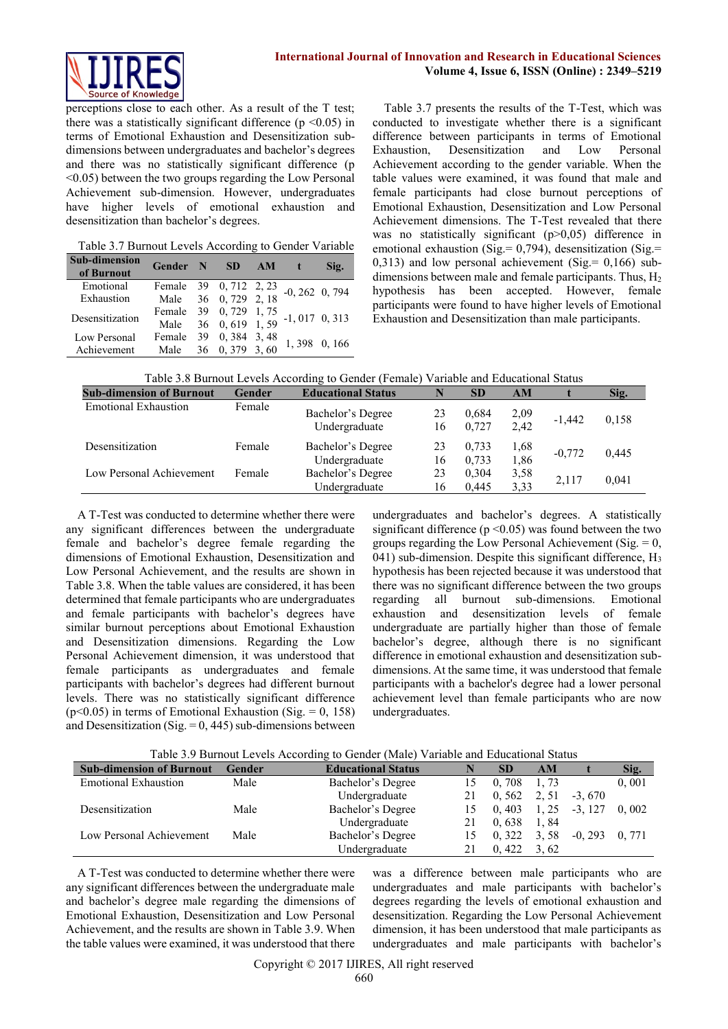perceptions close to each other. As a result of the T test; there was a statistically significant difference ($p < 0.05$) in terms of Emotional Exhaustion and Desensitization sub-dimensions between undergraduates and bachelor's degrees and there was no statistically significant difference ($p < 0.05$) between the two groups regarding the Low Personal Achievement sub-dimension. However, undergraduates have higher levels of emotional exhaustion and desensitization than bachelor's degrees.

Table 3.7 Burnout Levels According to Gender Variable

| Sub-dimension of Burnout | Gender | N | SD | AM | t | Sig. |
|---|---|---|---|---|---|---|
| Emotional Exhaustion | Female | 39 | 0, 712 | 2, 23 | -0, 262 | 0, 794 |
| | Male | 36 | 0, 729 | 2, 18 | | |
| Desensitization | Female | 39 | 0, 729 | 1, 75 | -1, 017 | 0, 313 |
| | Male | 36 | 0, 619 | 1, 59 | | |
| Low Personal Achievement | Female | 39 | 0, 384 | 3, 48 | 1, 398 | 0, 166 |
| | Male | 36 | 0, 379 | 3, 60 | | |

Table 3.7 presents the results of the T-Test, which was conducted to investigate whether there is a significant difference between participants in terms of Emotional Exhaustion, Desensitization and Low Personal Achievement according to the gender variable. When the table values were examined, it was found that male and female participants had close burnout perceptions of Emotional Exhaustion, Desensitization and Low Personal Achievement dimensions. The T-Test revealed that there was no statistically significant ($p>0,05$) difference in emotional exhaustion (Sig.= 0,794), desensitization (Sig.= 0,313) and low personal achievement (Sig.= 0,166) sub-dimensions between male and female participants. Thus, $H_2$ hypothesis has been accepted. However, female participants were found to have higher levels of Emotional Exhaustion and Desensitization than male participants.

Table 3.8 Burnout Levels According to Gender (Female) Variable and Educational Status

| Sub-dimension of Burnout | Gender | Educational Status | N | SD | AM | t | Sig. |
|---|---|---|---|---|---|---|---|
| Emotional Exhaustion | Female | Bachelor's Degree | 23 | 0,684 | 2,09 | -1,442 | 0,158 |
| | | Undergraduate | 16 | 0,727 | 2,42 | | |
| Desensitization | Female | Bachelor's Degree | 23 | 0,733 | 1,68 | -0,772 | 0,445 |
| | | Undergraduate | 16 | 0,733 | 1,86 | | |
| Low Personal Achievement | Female | Bachelor's Degree | 23 | 0,304 | 3,58 | 2,117 | 0,041 |
| | | Undergraduate | 16 | 0,445 | 3,33 | | |

A T-Test was conducted to determine whether there were any significant differences between the undergraduate female and bachelor's degree female regarding the dimensions of Emotional Exhaustion, Desensitization and Low Personal Achievement, and the results are shown in Table 3.8. When the table values are considered, it has been determined that female participants who are undergraduates and female participants with bachelor's degrees have similar burnout perceptions about Emotional Exhaustion and Desensitization dimensions. Regarding the Low Personal Achievement dimension, it was understood that female participants as undergraduates and female participants with bachelor's degrees had different burnout levels. There was no statistically significant difference ($p<0.05$) in terms of Emotional Exhaustion (Sig. = 0, 158) and Desensitization (Sig. = 0, 445) sub-dimensions between undergraduates and bachelor's degrees. A statistically significant difference ($p < 0.05$) was found between the two groups regarding the Low Personal Achievement (Sig. = 0, 041) sub-dimension. Despite this significant difference, $H_3$ hypothesis has been rejected because it was understood that there was no significant difference between the two groups regarding all burnout sub-dimensions. Emotional exhaustion and desensitization levels of female undergraduate are partially higher than those of female bachelor's degree, although there is no significant difference in emotional exhaustion and desensitization sub-dimensions. At the same time, it was understood that female participants with a bachelor's degree had a lower personal achievement level than female participants who are now undergraduates.

Table 3.9 Burnout Levels According to Gender (Male) Variable and Educational Status

| Sub-dimension of Burnout | Gender | Educational Status | N | SD | AM | t | Sig. |
|---|---|---|---|---|---|---|---|
| Emotional Exhaustion | Male | Bachelor's Degree | 15 | 0, 708 | 1, 73 | | 0, 001 |
| | | Undergraduate | 21 | 0, 562 | 2, 51 | -3, 670 | |
| Desensitization | Male | Bachelor's Degree | 15 | 0, 403 | 1, 25 | -3, 127 | 0, 002 |
| | | Undergraduate | 21 | 0, 638 | 1, 84 | | |
| Low Personal Achievement | Male | Bachelor's Degree | 15 | 0, 322 | 3, 58 | -0, 293 | 0, 771 |
| | | Undergraduate | 21 | 0, 422 | 3, 62 | | |

A T-Test was conducted to determine whether there were any significant differences between the undergraduate male and bachelor's degree male regarding the dimensions of Emotional Exhaustion, Desensitization and Low Personal Achievement, and the results are shown in Table 3.9. When the table values were examined, it was understood that there was a difference between male participants who are undergraduates and male participants with bachelor's degrees regarding the levels of emotional exhaustion and desensitization. Regarding the Low Personal Achievement dimension, it has been understood that male participants as undergraduates and male participants with bachelor's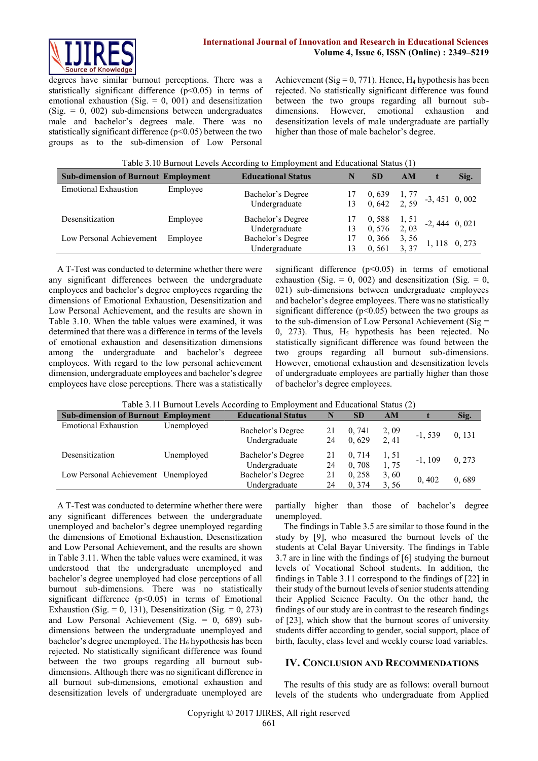degrees have similar burnout perceptions. There was a statistically significant difference ($p<0.05$) in terms of emotional exhaustion (Sig. = 0, 001) and desensitization (Sig. = 0, 002) sub-dimensions between undergraduates male and bachelor's degrees male. There was no statistically significant difference ($p<0.05$) between the two groups as to the sub-dimension of Low Personal Achievement (Sig = 0, 771). Hence, $H_4$ hypothesis has been rejected. No statistically significant difference was found between the two groups regarding all burnout sub-dimensions. However, emotional exhaustion and desensitization levels of male undergraduate are partially higher than those of male bachelor's degree.

Table 3.10 Burnout Levels According to Employment and Educational Status (1)

| Sub-dimension of Burnout | Employment | Educational Status | N | SD | AM | t | Sig. |
|---|---|---|---|---|---|---|---|
| Emotional Exhaustion | Employee | Bachelor's Degree | 17 | 0, 639 | 1, 77 | -3, 451 | 0, 002 |
| | | Undergraduate | 13 | 0, 642 | 2, 59 | | |
| Desensitization | Employee | Bachelor's Degree | 17 | 0, 588 | 1, 51 | -2, 444 | 0, 021 |
| | | Undergraduate | 13 | 0, 576 | 2, 03 | | |
| Low Personal Achievement | Employee | Bachelor's Degree | 17 | 0, 366 | 3, 56 | 1, 118 | 0, 273 |
| | | Undergraduate | 13 | 0, 561 | 3, 37 | | |

A T-Test was conducted to determine whether there were any significant differences between the undergraduate employees and bachelor's degree employees regarding the dimensions of Emotional Exhaustion, Desensitization and Low Personal Achievement, and the results are shown in Table 3.10. When the table values were examined, it was determined that there was a difference in terms of the levels of emotional exhaustion and desensitization dimensions among the undergraduate and bachelor's degreee employees. With regard to the low personal achievement dimension, undergraduate employees and bachelor's degree employees have close perceptions. There was a statistically significant difference ($p<0.05$) in terms of emotional exhaustion (Sig. = 0, 002) and desensitization (Sig. = 0, 021) sub-dimensions between undergraduate employees and bachelor's degree employees. There was no statistically significant difference ($p<0.05$) between the two groups as to the sub-dimension of Low Personal Achievement (Sig = 0, 273). Thus, $H_5$ hypothesis has been rejected. No statistically significant difference was found between the two groups regarding all burnout sub-dimensions. However, emotional exhaustion and desensitization levels of undergraduate employees are partially higher than those of bachelor's degree employees.

Table 3.11 Burnout Levels According to Employment and Educational Status (2)

| Sub-dimension of Burnout | Employment | Educational Status | N | SD | AM | t | Sig. |
|---|---|---|---|---|---|---|---|
| Emotional Exhaustion | Unemployed | Bachelor's Degree | 21 | 0, 741 | 2, 09 | -1, 539 | 0, 131 |
| | | Undergraduate | 24 | 0, 629 | 2, 41 | | |
| Desensitization | Unemployed | Bachelor's Degree | 21 | 0, 714 | 1, 51 | -1, 109 | 0, 273 |
| | | Undergraduate | 24 | 0, 708 | 1, 75 | | |
| Low Personal Achievement | Unemployed | Bachelor's Degree | 21 | 0, 258 | 3, 60 | 0, 402 | 0, 689 |
| | | Undergraduate | 24 | 0, 374 | 3, 56 | | |

A T-Test was conducted to determine whether there were any significant differences between the undergraduate unemployed and bachelor's degree unemployed regarding the dimensions of Emotional Exhaustion, Desensitization and Low Personal Achievement, and the results are shown in Table 3.11. When the table values were examined, it was understood that the undergraduate unemployed and bachelor's degree unemployed had close perceptions of all burnout sub-dimensions. There was no statistically significant difference ($p<0.05$) in terms of Emotional Exhaustion (Sig. = 0, 131), Desensitization (Sig. = 0, 273) and Low Personal Achievement (Sig. = 0, 689) sub-dimensions between the undergraduate unemployed and bachelor's degree unemployed. The $H_6$ hypothesis has been rejected. No statistically significant difference was found between the two groups regarding all burnout sub-dimensions. Although there was no significant difference in all burnout sub-dimensions, emotional exhaustion and desensitization levels of undergraduate unemployed are partially higher than those of bachelor's degree unemployed.

The findings in Table 3.5 are similar to those found in the study by [9], who measured the burnout levels of the students at Celal Bayar University. The findings in Table 3.7 are in line with the findings of [6] studying the burnout levels of Vocational School students. In addition, the findings in Table 3.11 correspond to the findings of [22] in their study of the burnout levels of senior students attending their Applied Science Faculty. On the other hand, the findings of our study are in contrast to the research findings of [23], which show that the burnout scores of university students differ according to gender, social support, place of birth, faculty, class level and weekly course load variables.

## IV. Conclusion and Recommendations

The results of this study are as follows: overall burnout levels of the students who undergraduate from Applied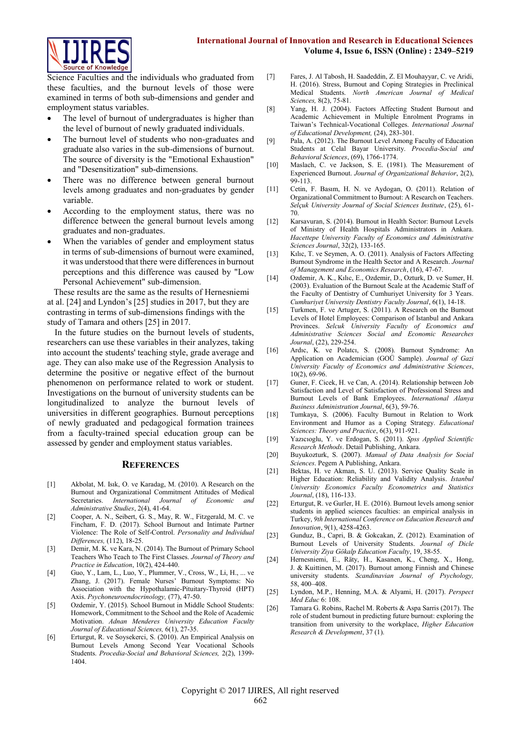Science Faculties and the individuals who graduated from these faculties, and the burnout levels of those were examined in terms of both sub-dimensions and gender and employment status variables.

- The level of burnout of undergraduates is higher than the level of burnout of newly graduated individuals.
- The burnout level of students who non-graduates and graduate also varies in the sub-dimensions of burnout. The source of diversity is the "Emotional Exhaustion" and "Desensitization" sub-dimensions.
- There was no difference between general burnout levels among graduates and non-graduates by gender variable.
- According to the employment status, there was no difference between the general burnout levels among graduates and non-graduates.
- When the variables of gender and employment status in terms of sub-dimensions of burnout were examined, it was understood that there were differences in burnout perceptions and this difference was caused by "Low Personal Achievement" sub-dimension.

These results are the same as the results of Hernesniemi at al. [24] and Lyndon's [25] studies in 2017, but they are contrasting in terms of sub-dimensions findings with the study of Tamara and others [25] in 2017.

In the future studies on the burnout levels of students, researchers can use these variables in their analyzes, taking into account the students' teaching style, grade average and age. They can also make use of the Regression Analysis to determine the positive or negative effect of the burnout phenomenon on performance related to work or student. Investigations on the burnout of university students can be longitudinalized to analyze the burnout levels of universities in different geographies. Burnout perceptions of newly graduated and pedagogical formation trainees from a faculty-trained special education group can be assessed by gender and employment status variables.

## References

[1] Akbolat, M. Isık, O. ve Karadag, M. (2010). A Research on the Burnout and Organizational Commitment Attitudes of Medical Secretaries. *International Journal of Economic and Administrative Studies*, 2(4), 41-64.

[2] Cooper, A. N., Seibert, G. S., May, R. W., Fitzgerald, M. C. ve Fincham, F. D. (2017). School Burnout and Intimate Partner Violence: The Role of Self-Control. *Personality and Individual Differences,* (112), 18-25.

[3] Demir, M. K. ve Kara, N. (2014). The Burnout of Primary School Teachers Who Teach to The First Classes. *Journal of Theory and Practice in Education*, 10(2), 424-440.

[4] Guo, Y., Lam, L., Luo, Y., Plummer, V., Cross, W., Li, H., ... ve Zhang, J. (2017). Female Nurses' Burnout Symptoms: No Association with the Hypothalamic-Pituitary-Thyroid (HPT) Axis. *Psychoneuroendocrinology,* (77), 47-50.

[5] Ozdemir, Y. (2015). School Burnout in Middle School Students: Homework, Commitment to the School and the Role of Academic Motivation. *Adnan Menderes University Education Faculty Journal of Educational Sciences,* 6(1), 27-35.

[6] Erturgut, R. ve Soysekerci, S. (2010). An Empirical Analysis on Burnout Levels Among Second Year Vocational Schools Students. *Procedia-Social and Behavioral Sciences,* 2(2), 1399-1404.

[7] Fares, J. Al Tabosh, H. Saadeddin, Z. El Mouhayyar, C. ve Aridi, H. (2016). Stress, Burnout and Coping Strategies in Preclinical Medical Students. *North American Journal of Medical Sciences,* 8(2), 75-81.

[8] Yang, H. J. (2004). Factors Affecting Student Burnout and Academic Achievement in Multiple Enrolment Programs in Taiwan's Technical-Vocational Colleges. *International Journal of Educational Development,* (24), 283-301.

[9] Pala, A. (2012). The Burnout Level Among Faculty of Education Students at Celal Bayar University. *Procedia-Social and Behavioral Sciences*, (69), 1766-1774.

[10] Maslach, C. ve Jackson, S. E. (1981). The Measurement of Experienced Burnout. *Journal of Organizational Behavior*, 2(2), 99-113.

[11] Cetin, F. Basım, H. N. ve Aydogan, O. (2011). Relation of Organizational Commitment to Burnout: A Research on Teachers. *Selçuk University Journal of Social Sciences Institute*, (25), 61-70.

[12] Karsavuran, S. (2014). Burnout in Health Sector: Burnout Levels of Ministry of Health Hospitals Administrators in Ankara. *Hacettepe University Faculty of Economics and Administrative Sciences Journal*, 32(2), 133-165.

[13] Kılıc, T. ve Seymen, A. O. (2011). Analysis of Factors Affecting Burnout Syndrome in the Health Sector and A Research. *Journal of Management and Economics Research*, (16), 47-67.

[14] Ozdemir, A. K., Kılıc, E., Ozdemir, D., Ozturk, D. ve Sumer, H. (2003). Evaluation of the Burnout Scale at the Academic Staff of the Faculty of Dentistry of Cumhuriyet University for 3 Years. *Cumhuriyet University Dentistry Faculty Journal*, 6(1), 14-18.

[15] Turkmen, F. ve Artuger, S. (2011). A Research on the Burnout Levels of Hotel Employees: Comparison of Istanbul and Ankara Provinces. *Selcuk University Faculty of Economics and Administrative Sciences Social and Economic Researches Journal*, (22), 229-254.

[16] Ardıc, K. ve Polatcı, S. (2008). Burnout Syndrome: An Application on Academician (GOÜ Sample). *Journal of Gazi University Faculty of Economics and Administrative Sciences*, 10(2), 69-96.

[17] Guner, F. Cicek, H. ve Can, A. (2014). Relationship between Job Satisfaction and Level of Satisfaction of Professional Stress and Burnout Levels of Bank Employees. *International Alanya Business Administration Journal*, 6(3), 59-76.

[18] Tumkaya, S. (2006). Faculty Burnout in Relation to Work Environment and Humor as a Coping Strategy. *Educational Sciences: Theory and Practice*, 6(3), 911-921.

[19] Yazıcıoglu, Y. ve Erdogan, S. (2011). *Spss Applied Scientific Research Methods*. Detail Publishing, Ankara.

[20] Buyukozturk, S. (2007). *Manual of Data Analysis for Social Sciences*. Pegem A Publishing, Ankara.

[21] Bektas, H. ve Akman, S. U. (2013). Service Quality Scale in Higher Education: Reliability and Validity Analysis. *Istanbul University Economics Faculty Econometrics and Statistics Journal*, (18), 116-133.

[22] Erturgut, R. ve Gurler, H. E. (2016). Burnout levels among senior students in applied sciences faculties: an empirical analysis in Turkey, *9th International Conference on Education Research and Innovation*, 9(1), 4258-4263.

[23] Gunduz, B., Capri, B. & Gokcakan, Z. (2012). Examination of Burnout Levels of University Students. *Journal of Dicle University Ziya Gökalp Education Faculty*, 19, 38-55.

[24] Hernesniemi, E., Räty, H., Kasanen, K., Cheng, X., Hong, J. & Kuittinen, M. (2017). Burnout among Finnish and Chinese university students. *Scandinavian Journal of Psychology,* 58, 400–408.

[25] Lyndon, M.P., Henning, M.A. & Alyami, H. (2017). *Perspect Med Educ* 6: 108.

[26] Tamara G. Robins, Rachel M. Roberts & Aspa Sarris (2017). The role of student burnout in predicting future burnout: exploring the transition from university to the workplace, *Higher Education Research & Development*, 37 (1).